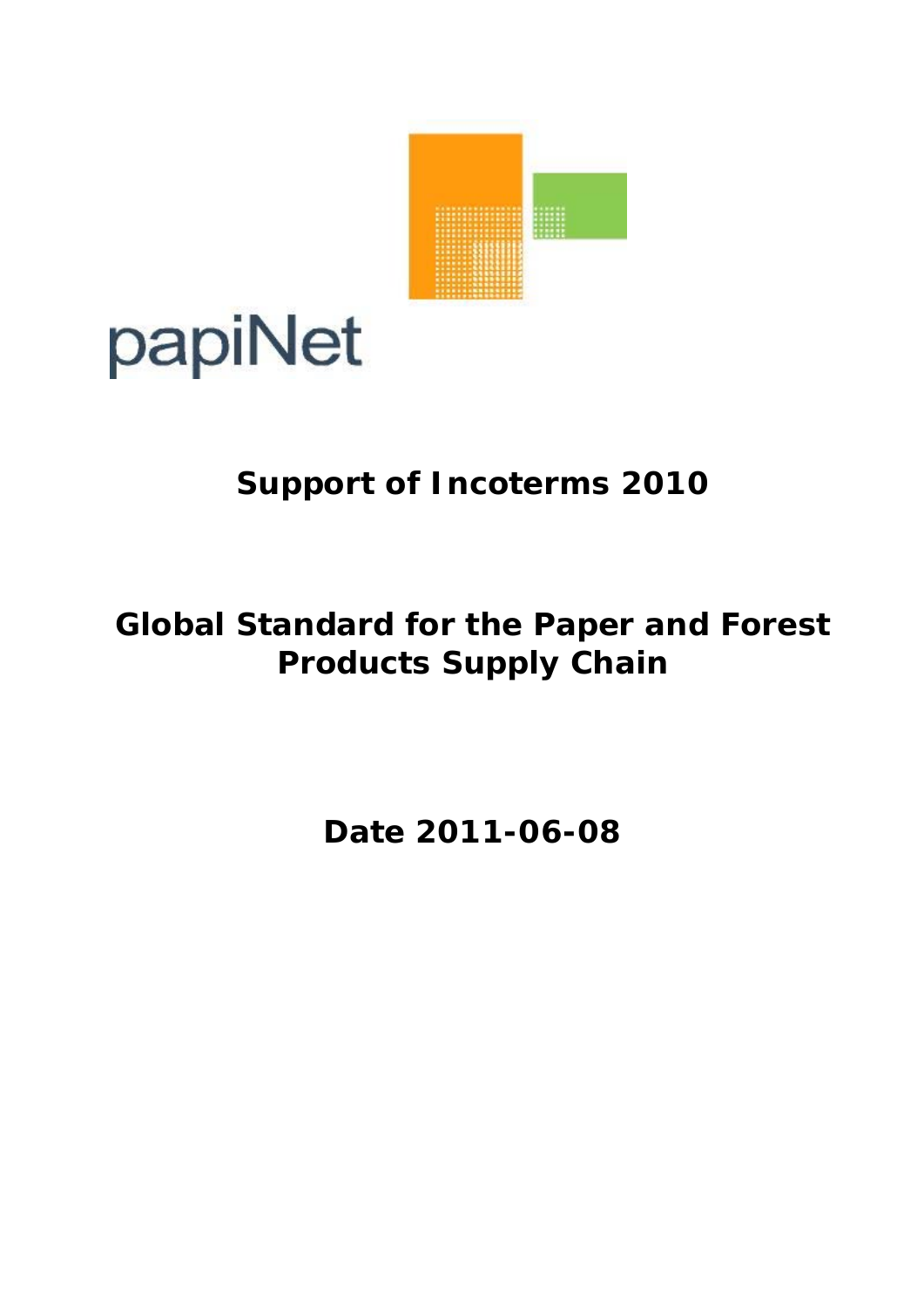papiNet

# Support of Incoterms 2010

# Global Standard for the Paper and Forest Products Supply Chain

**Date 2011-06-08**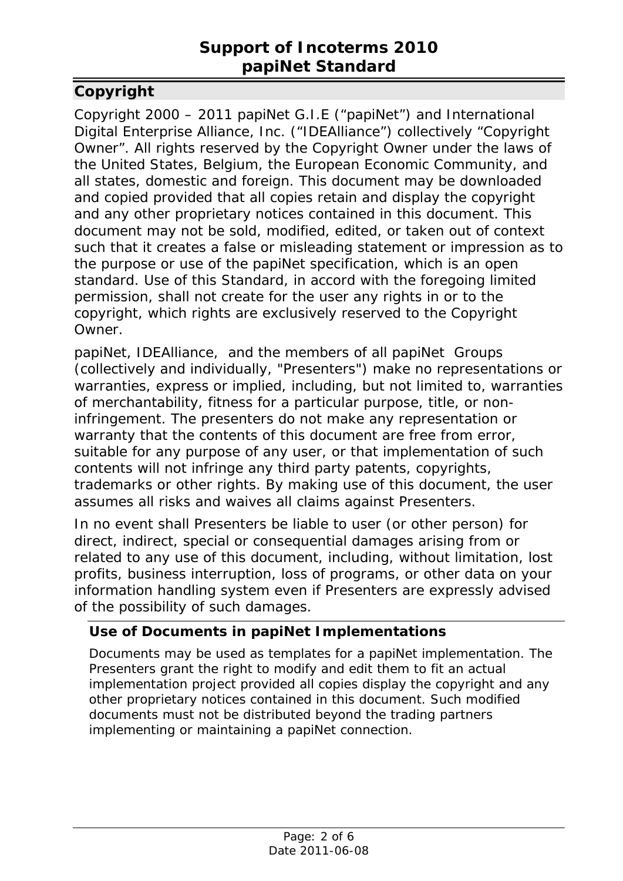## Copyright

Copyright 2000 – 2011 papiNet G.I.E ("papiNet") and International Digital Enterprise Alliance, Inc. ("IDEAlliance") collectively "Copyright Owner". All rights reserved by the Copyright Owner under the laws of the United States, Belgium, the European Economic Community, and all states, domestic and foreign. This document may be downloaded and copied provided that all copies retain and display the copyright and any other proprietary notices contained in this document. This document may not be sold, modified, edited, or taken out of context such that it creates a false or misleading statement or impression as to the purpose or use of the papiNet specification, which is an open standard. Use of this Standard, in accord with the foregoing limited permission, shall not create for the user any rights in or to the copyright, which rights are exclusively reserved to the Copyright Owner.

papiNet, IDEAlliance, and the members of all papiNet Groups (collectively and individually, "Presenters") make no representations or warranties, express or implied, including, but not limited to, warranties of merchantability, fitness for a particular purpose, title, or non-infringement. The presenters do not make any representation or warranty that the contents of this document are free from error, suitable for any purpose of any user, or that implementation of such contents will not infringe any third party patents, copyrights, trademarks or other rights. By making use of this document, the user assumes all risks and waives all claims against Presenters.

In no event shall Presenters be liable to user (or other person) for direct, indirect, special or consequential damages arising from or related to any use of this document, including, without limitation, lost profits, business interruption, loss of programs, or other data on your information handling system even if Presenters are expressly advised of the possibility of such damages.

### Use of Documents in papiNet Implementations

Documents may be used as templates for a papiNet implementation. The Presenters grant the right to modify and edit them to fit an actual implementation project provided all copies display the copyright and any other proprietary notices contained in this document. Such modified documents must not be distributed beyond the trading partners implementing or maintaining a papiNet connection.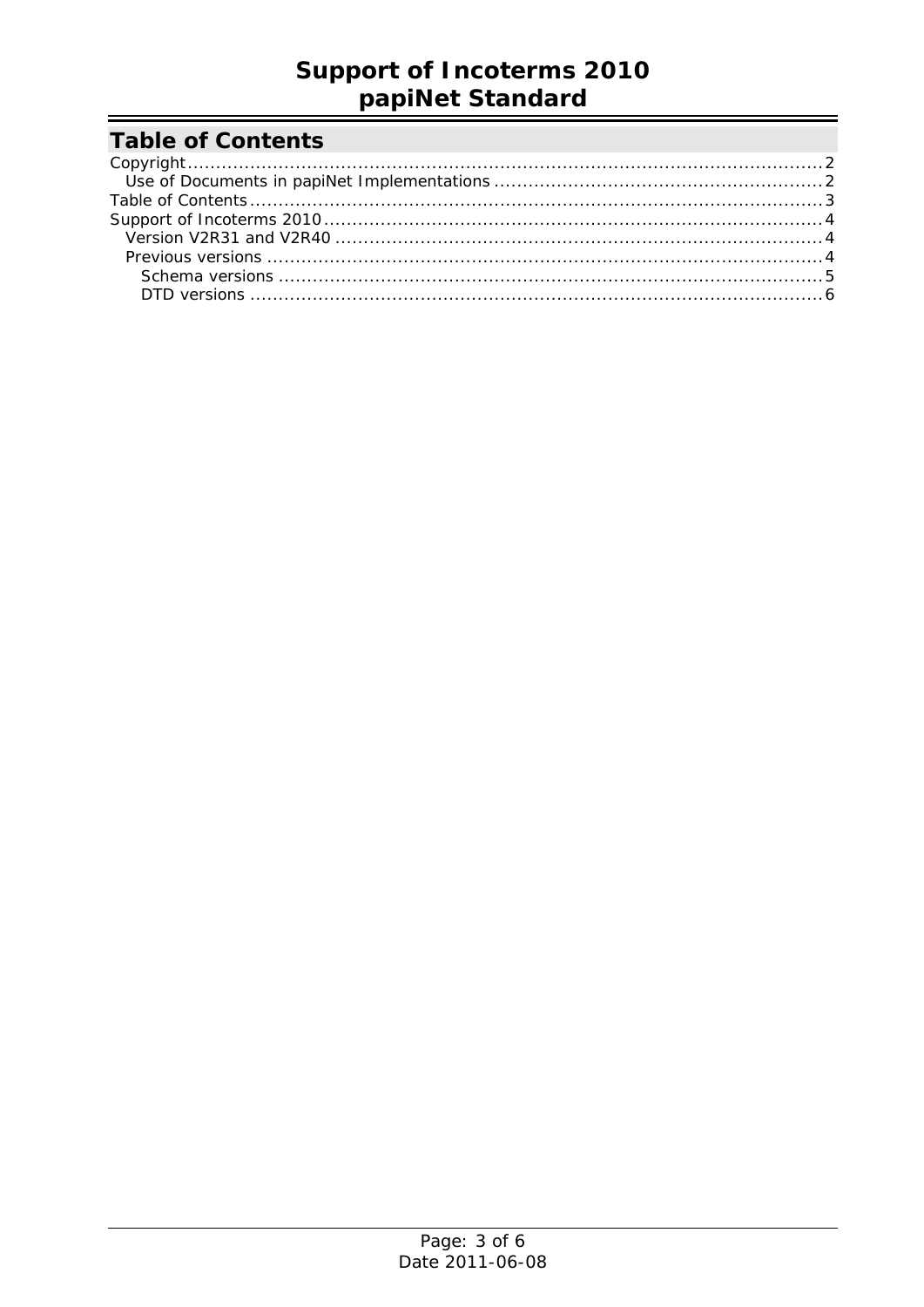# Table of Contents

Copyright ..... 2
  Use of Documents in papiNet Implementations ..... 2
Table of Contents ..... 3
Support of Incoterms 2010 ..... 4
  Version V2R31 and V2R40 ..... 4
  Previous versions ..... 4
    Schema versions ..... 5
    DTD versions ..... 6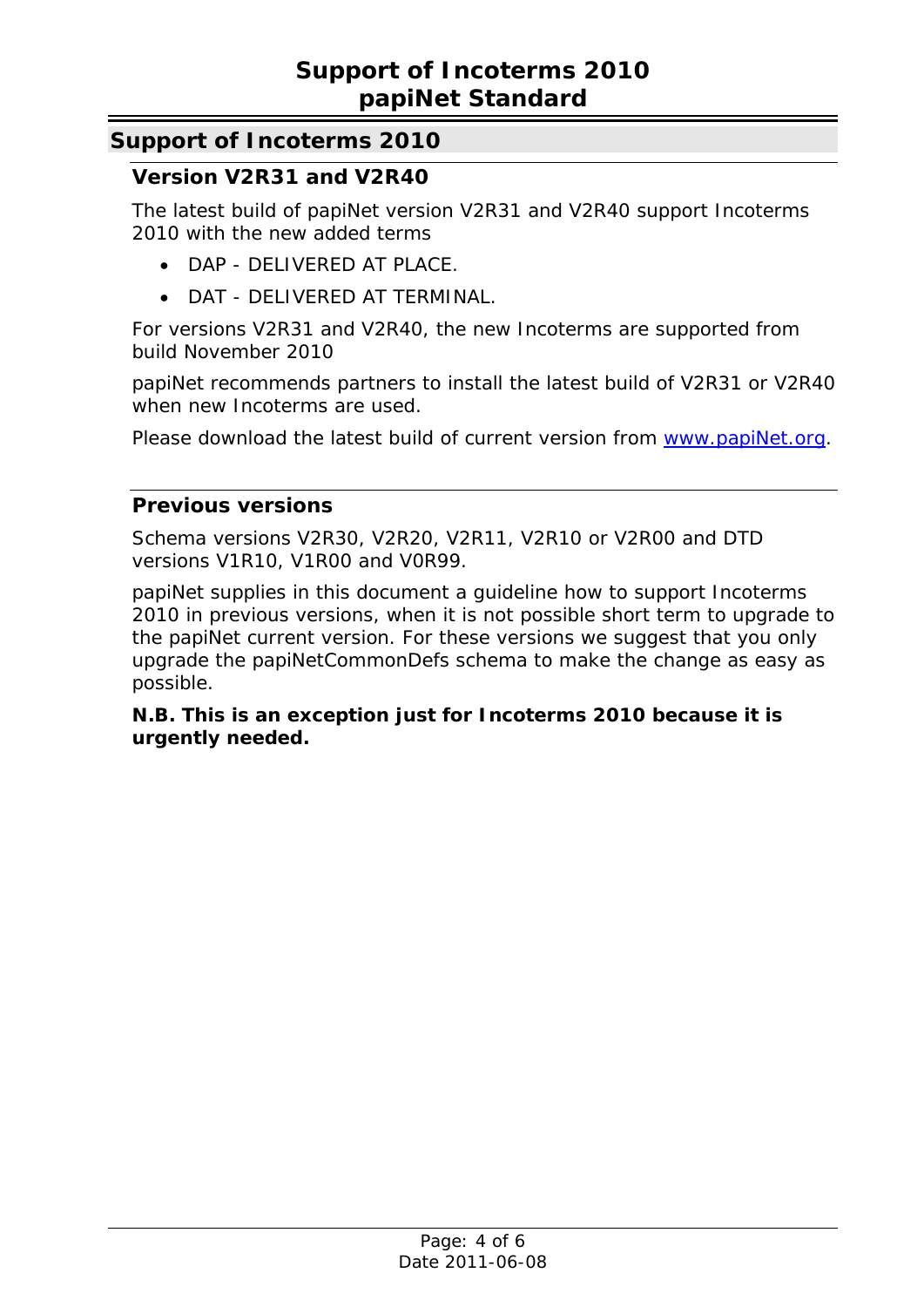## Support of Incoterms 2010

### Version V2R31 and V2R40

The latest build of papiNet version V2R31 and V2R40 support Incoterms 2010 with the new added terms

- DAP - DELIVERED AT PLACE.
- DAT - DELIVERED AT TERMINAL.

For versions V2R31 and V2R40, the new Incoterms are supported from build November 2010

papiNet recommends partners to install the latest build of V2R31 or V2R40 when new Incoterms are used.

Please download the latest build of current version from [www.papiNet.org](http://www.papiNet.org).

### Previous versions

Schema versions V2R30, V2R20, V2R11, V2R10 or V2R00 and DTD versions V1R10, V1R00 and V0R99.

papiNet supplies in this document a guideline how to support Incoterms 2010 in previous versions, when it is not possible short term to upgrade to the papiNet current version. For these versions we suggest that you only upgrade the papiNetCommonDefs schema to make the change as easy as possible.

**N.B. This is an exception just for Incoterms 2010 because it is urgently needed.**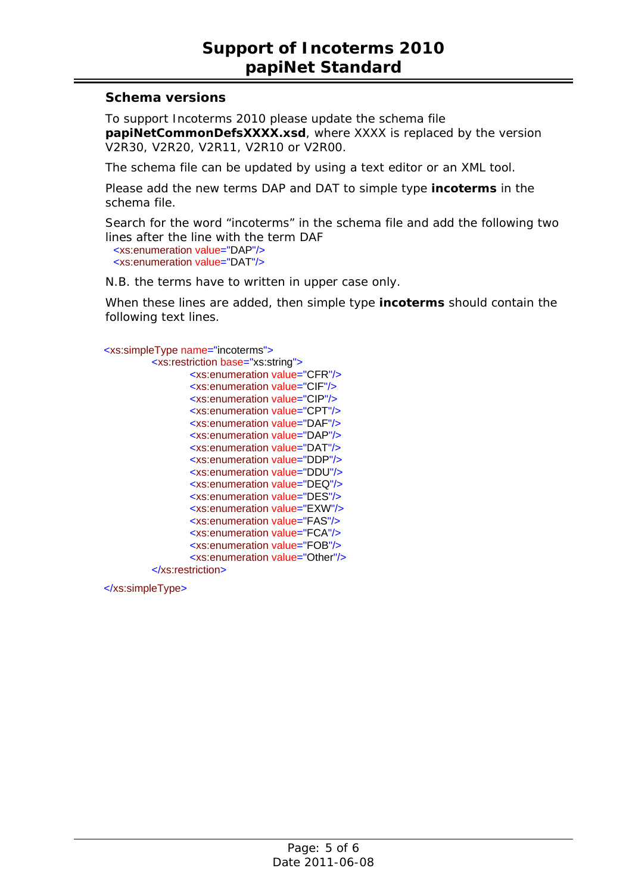## Schema versions

To support Incoterms 2010 please update the schema file **papiNetCommonDefsXXXX.xsd**, where XXXX is replaced by the version V2R30, V2R20, V2R11, V2R10 or V2R00.

The schema file can be updated by using a text editor or an XML tool.

Please add the new terms DAP and DAT to simple type **incoterms** in the schema file.

Search for the word “incoterms” in the schema file and add the following two lines after the line with the term DAF

```
<xs:enumeration value="DAP"/>
<xs:enumeration value="DAT"/>
```

N.B. the terms have to written in upper case only.

When these lines are added, then simple type **incoterms** should contain the following text lines.

```
<xs:simpleType name="incoterms">
        <xs:restriction base="xs:string">
                <xs:enumeration value="CFR"/>
                <xs:enumeration value="CIF"/>
                <xs:enumeration value="CIP"/>
                <xs:enumeration value="CPT"/>
                <xs:enumeration value="DAF"/>
                <xs:enumeration value="DAP"/>
                <xs:enumeration value="DAT"/>
                <xs:enumeration value="DDP"/>
                <xs:enumeration value="DDU"/>
                <xs:enumeration value="DEQ"/>
                <xs:enumeration value="DES"/>
                <xs:enumeration value="EXW"/>
                <xs:enumeration value="FAS"/>
                <xs:enumeration value="FCA"/>
                <xs:enumeration value="FOB"/>
                <xs:enumeration value="Other"/>
        </xs:restriction>
</xs:simpleType>
```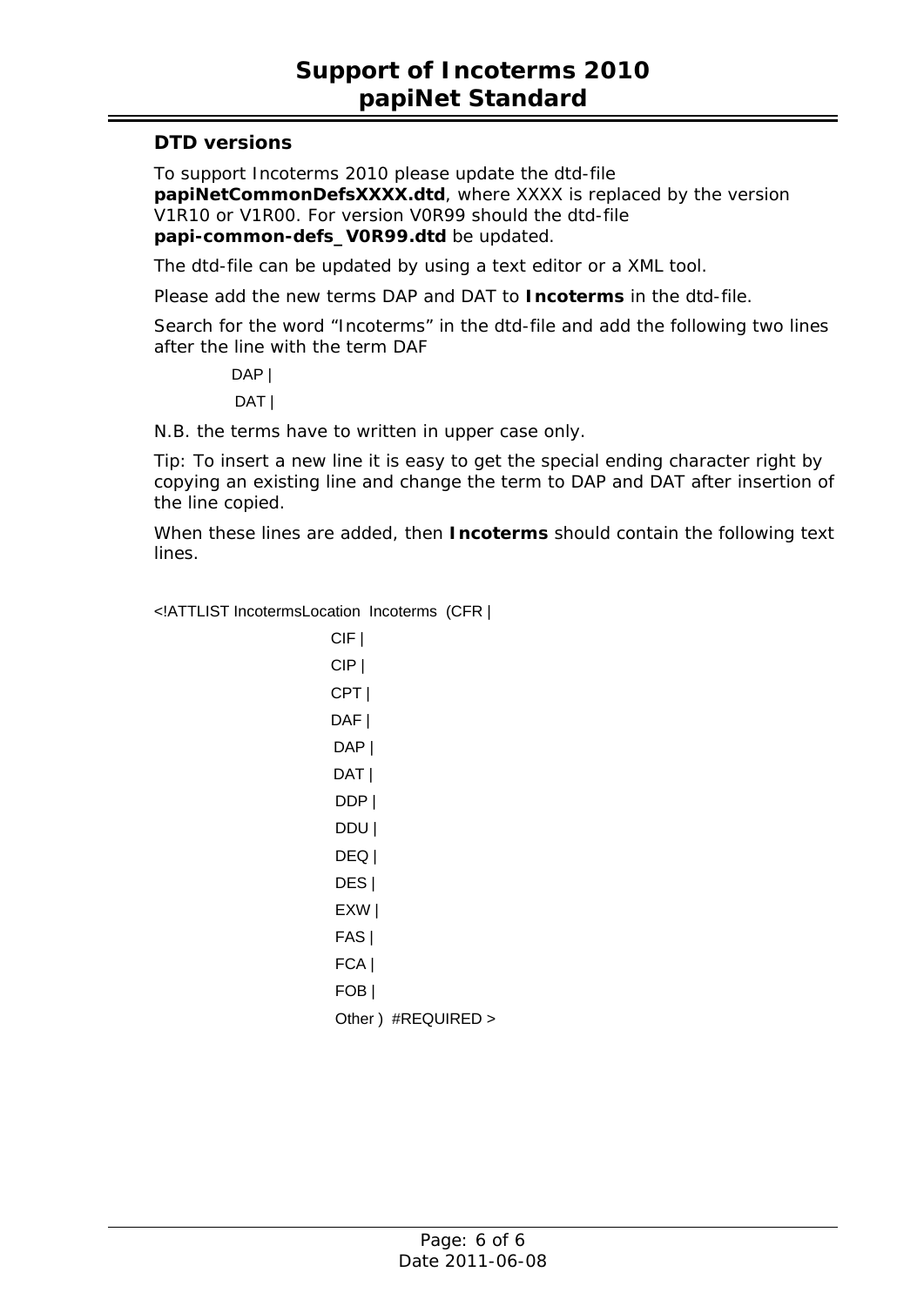## DTD versions

To support Incoterms 2010 please update the dtd-file **papiNetCommonDefsXXXX.dtd**, where XXXX is replaced by the version V1R10 or V1R00. For version V0R99 should the dtd-file **papi-common-defs_V0R99.dtd** be updated.

The dtd-file can be updated by using a text editor or a XML tool.

Please add the new terms DAP and DAT to **Incoterms** in the dtd-file.

Search for the word "Incoterms" in the dtd-file and add the following two lines after the line with the term DAF

```
DAP |
DAT |
```

N.B. the terms have to written in upper case only.

Tip: To insert a new line it is easy to get the special ending character right by copying an existing line and change the term to DAP and DAT after insertion of the line copied.

When these lines are added, then **Incoterms** should contain the following text lines.

```
<!ATTLIST IncotermsLocation  Incoterms  (CFR |
                            CIF |
                            CIP |
                            CPT |
                            DAF |
                            DAP |
                            DAT |
                            DDP |
                            DDU |
                            DEQ |
                            DES |
                            EXW |
                            FAS |
                            FCA |
                            FOB |
                            Other )  #REQUIRED >
```